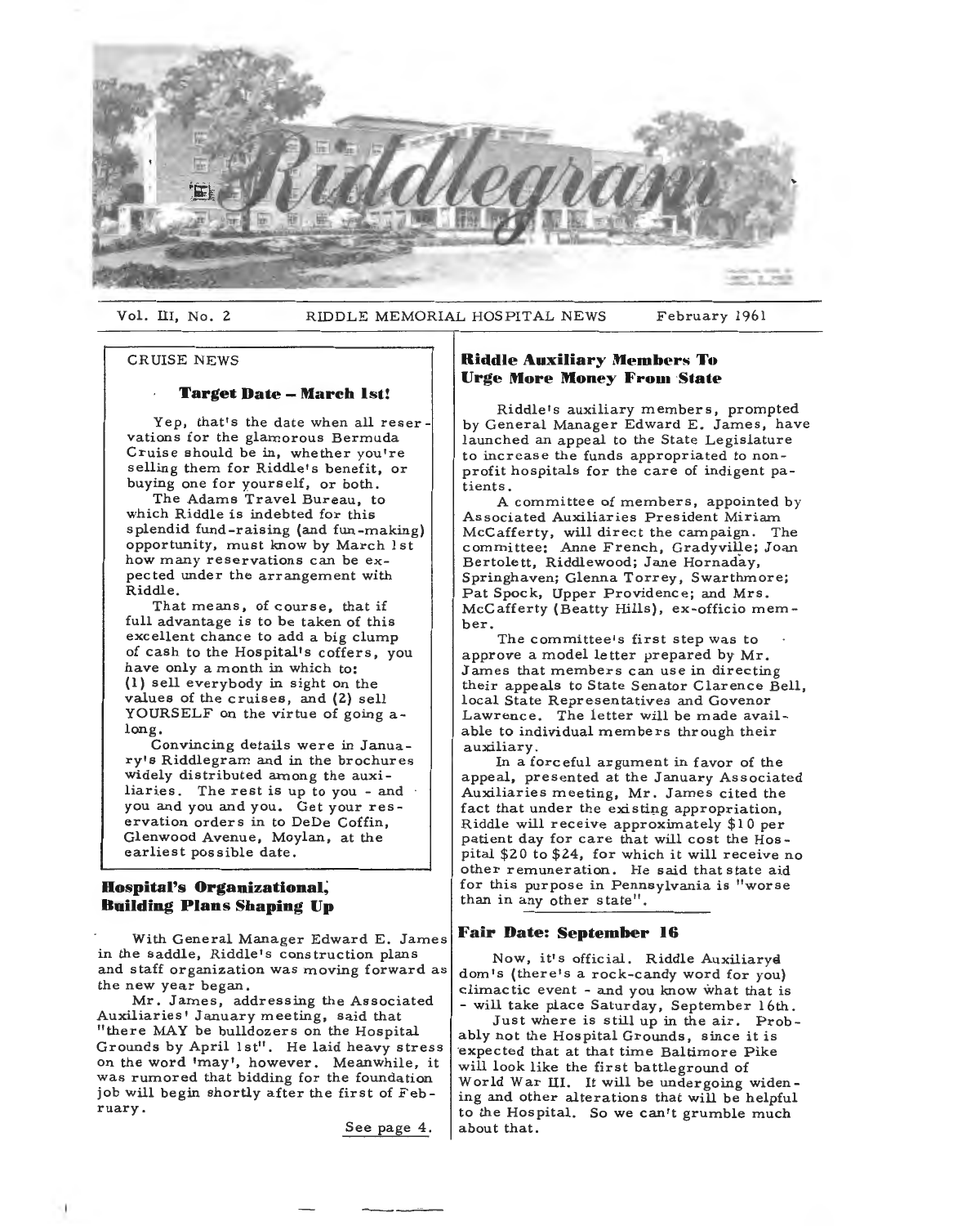# Riddlegram

Vol. III, No. 2 RIDDLE MEMORIAL HOSPITAL NEWS February 1961

CRUISE NEWS

## Target Date – March 1st!

Yep, that's the date when all reservations for the glamorous Bermuda Cruise should be in, whether you're selling them for Riddle's benefit, or buying one for yourself, or both.

The Adams Travel Bureau, to which Riddle is indebted for this splendid fund-raising (and fun-making) opportunity, must know by March 1st how many reservations can be expected under the arrangement with Riddle.

That means, of course, that if full advantage is to be taken of this excellent chance to add a big clump of cash to the Hospital's coffers, you have only a month in which to: (1) sell everybody in sight on the values of the cruises, and (2) sell YOURSELF on the virtue of going along.

Convincing details were in January's Riddlegram and in the brochures widely distributed among the auxiliaries. The rest is up to you - and you and you and you. Get your reservation orders in to DeDe Coffin, Glenwood Avenue, Moylan, at the earliest possible date.

## Hospital's Organizational, Building Plans Shaping Up

With General Manager Edward E. James in the saddle, Riddle's construction plans and staff organization was moving forward as the new year began.

Mr. James, addressing the Associated Auxiliaries' January meeting, said that "there MAY be bulldozers on the Hospital Grounds by April 1st". He laid heavy stress on the word 'may', however. Meanwhile, it was rumored that bidding for the foundation job will begin shortly after the first of February.

See page 4.

## Riddle Auxiliary Members To Urge More Money From State

Riddle's auxiliary members, prompted by General Manager Edward E. James, have launched an appeal to the State Legislature to increase the funds appropriated to nonprofit hospitals for the care of indigent patients.

A committee of members, appointed by Associated Auxiliaries President Miriam McCafferty, will direct the campaign. The committee: Anne French, Gradyville; Joan Bertolett, Riddlewood; Jane Hornaday, Springhaven; Glenna Torrey, Swarthmore; Pat Spock, Upper Providence; and Mrs. McCafferty (Beatty Hills), ex-officio member.

The committee's first step was to approve a model letter prepared by Mr. James that members can use in directing their appeals to State Senator Clarence Bell, local State Representatives and Govenor Lawrence. The letter will be made available to individual members through their auxiliary.

In a forceful argument in favor of the appeal, presented at the January Associated Auxiliaries meeting, Mr. James cited the fact that under the existing appropriation, Riddle will receive approximately $10 per patient day for care that will cost the Hospital $20 to $24, for which it will receive no other remuneration. He said that state aid for this purpose in Pennsylvania is "worse than in any other state".

## Fair Date: September 16

Now, it's official. Riddle Auxiliarydom's (there's a rock-candy word for you) climactic event - and you know what that is - will take place Saturday, September 16th.

Just where is still up in the air. Probably not the Hospital Grounds, since it is expected that at that time Baltimore Pike will look like the first battleground of World War III. It will be undergoing widening and other alterations that will be helpful to the Hospital. So we can't grumble much about that.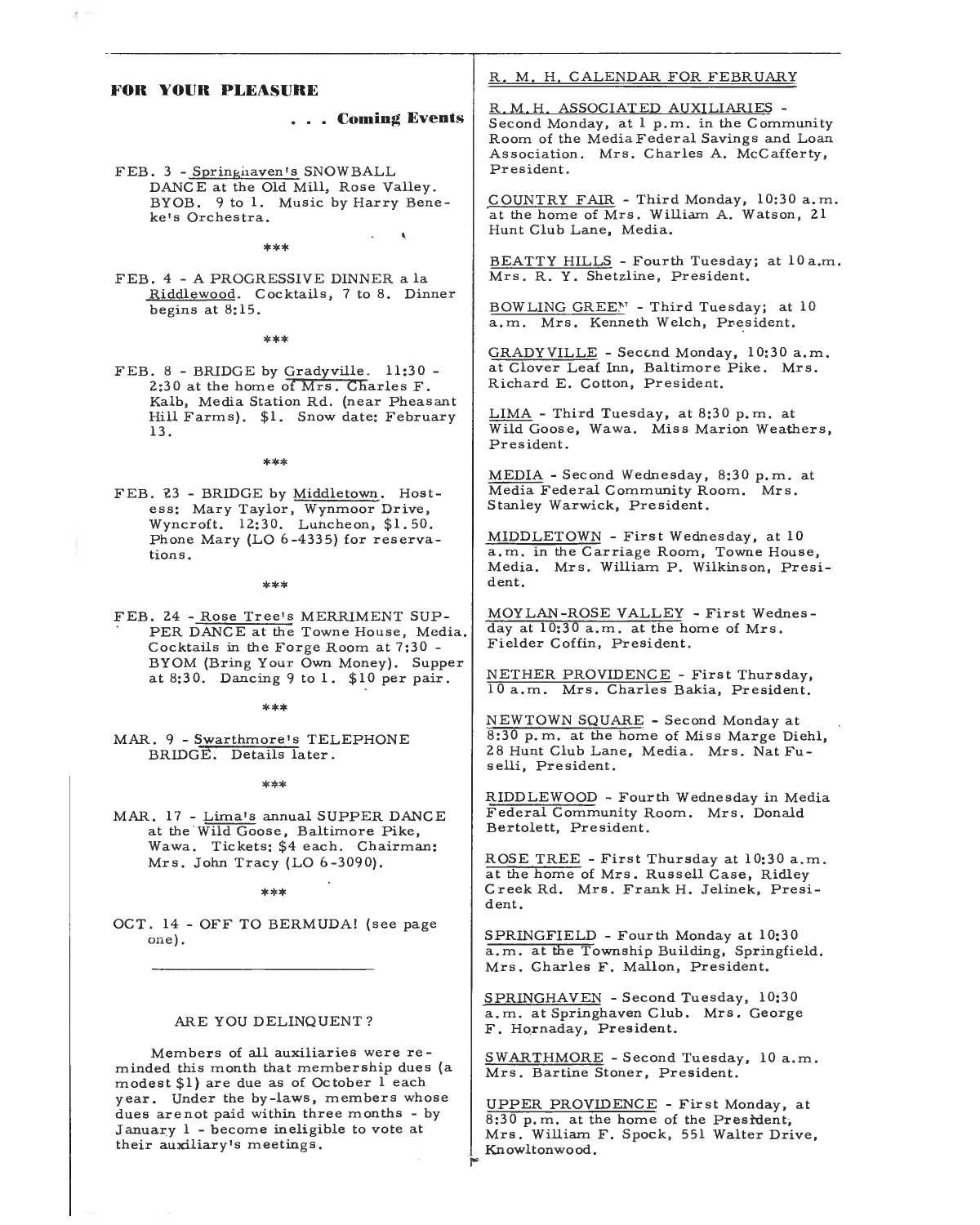## FOR YOUR PLEASURE

### . . . Coming Events

FEB. 3 - Springhaven's SNOWBALL DANCE at the Old Mill, Rose Valley. BYOB. 9 to 1. Music by Harry Beneke's Orchestra.

\*\*\*

FEB. 4 - A PROGRESSIVE DINNER a la Riddlewood. Cocktails, 7 to 8. Dinner begins at 8:15.

\*\*\*

FEB. 8 - BRIDGE by Gradyville. 11:30 - 2:30 at the home of Mrs. Charles F. Kalb, Media Station Rd. (near Pheasant Hill Farms). $1. Snow date: February 13.

\*\*\*

FEB. 23 - BRIDGE by Middletown. Hostess: Mary Taylor, Wynmoor Drive, Wyncroft. 12:30. Luncheon, $1.50. Phone Mary (LO 6-4335) for reservations.

\*\*\*

FEB. 24 - Rose Tree's MERRIMENT SUPPER DANCE at the Towne House, Media. Cocktails in the Forge Room at 7:30 - BYOM (Bring Your Own Money). Supper at 8:30. Dancing 9 to 1. $10 per pair.

\*\*\*

MAR. 9 - Swarthmore's TELEPHONE BRIDGE. Details later.

\*\*\*

MAR. 17 - Lima's annual SUPPER DANCE at the Wild Goose, Baltimore Pike, Wawa. Tickets: $4 each. Chairman: Mrs. John Tracy (LO 6-3090).

\*\*\*

OCT. 14 - OFF TO BERMUDA! (see page one).

---

### ARE YOU DELINQUENT?

Members of all auxiliaries were reminded this month that membership dues (a modest $1) are due as of October 1 each year. Under the by-laws, members whose dues are not paid within three months - by January 1 - become ineligible to vote at their auxiliary's meetings.

## R. M. H. CALENDAR FOR FEBRUARY

R.M.H. ASSOCIATED AUXILIARIES - Second Monday, at 1 p.m. in the Community Room of the Media Federal Savings and Loan Association. Mrs. Charles A. McCafferty, President.

COUNTRY FAIR - Third Monday, 10:30 a.m. at the home of Mrs. William A. Watson, 21 Hunt Club Lane, Media.

BEATTY HILLS - Fourth Tuesday; at 10 a.m. Mrs. R. Y. Shetzline, President.

BOWLING GREEN - Third Tuesday; at 10 a.m. Mrs. Kenneth Welch, President.

GRADYVILLE - Second Monday, 10:30 a.m. at Clover Leaf Inn, Baltimore Pike. Mrs. Richard E. Cotton, President.

LIMA - Third Tuesday, at 8:30 p.m. at Wild Goose, Wawa. Miss Marion Weathers, President.

MEDIA - Second Wednesday, 8:30 p.m. at Media Federal Community Room. Mrs. Stanley Warwick, President.

MIDDLETOWN - First Wednesday, at 10 a.m. in the Carriage Room, Towne House, Media. Mrs. William P. Wilkinson, President.

MOYLAN-ROSE VALLEY - First Wednesday at 10:30 a.m. at the home of Mrs. Fielder Coffin, President.

NETHER PROVIDENCE - First Thursday, 10 a.m. Mrs. Charles Bakia, President.

NEWTOWN SQUARE - Second Monday at 8:30 p.m. at the home of Miss Marge Diehl, 28 Hunt Club Lane, Media. Mrs. Nat Fuselli, President.

RIDDLEWOOD - Fourth Wednesday in Media Federal Community Room. Mrs. Donald Bertolett, President.

ROSE TREE - First Thursday at 10:30 a.m. at the home of Mrs. Russell Case, Ridley Creek Rd. Mrs. Frank H. Jelinek, President.

SPRINGFIELD - Fourth Monday at 10:30 a.m. at the Township Building, Springfield. Mrs. Charles F. Mallon, President.

SPRINGHAVEN - Second Tuesday, 10:30 a.m. at Springhaven Club. Mrs. George F. Hornaday, President.

SWARTHMORE - Second Tuesday, 10 a.m. Mrs. Bartine Stoner, President.

UPPER PROVIDENCE - First Monday, at 8:30 p.m. at the home of the President, Mrs. William F. Spock, 551 Walter Drive, Knowltonwood.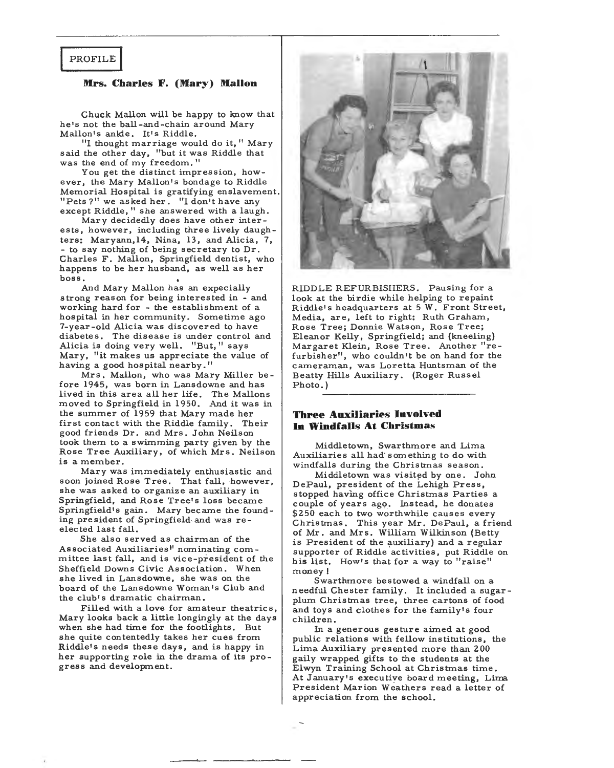PROFILE

### Mrs. Charles F. (Mary) Mallon

Chuck Mallon will be happy to know that he's not the ball-and-chain around Mary Mallon's ankle. It's Riddle.

"I thought marriage would do it," Mary said the other day, "but it was Riddle that was the end of my freedom."

You get the distinct impression, however, the Mary Mallon's bondage to Riddle Memorial Hospital is gratifying enslavement. "Pets?" we asked her. "I don't have any except Riddle," she answered with a laugh.

Mary decidedly does have other interests, however, including three lively daughters: Maryann,14, Nina, 13, and Alicia, 7, - to say nothing of being secretary to Dr. Charles F. Mallon, Springfield dentist, who happens to be her husband, as well as her boss.

And Mary Mallon has an expecially strong reason for being interested in - and working hard for - the establishment of a hospital in her community. Sometime ago 7-year-old Alicia was discovered to have diabetes. The disease is under control and Alicia is doing very well. "But," says Mary, "it makes us appreciate the value of having a good hospital nearby."

Mrs. Mallon, who was Mary Miller before 1945, was born in Lansdowne and has lived in this area all her life. The Mallons moved to Springfield in 1950. And it was in the summer of 1959 that Mary made her first contact with the Riddle family. Their good friends Dr. and Mrs. John Neilson took them to a swimming party given by the Rose Tree Auxiliary, of which Mrs. Neilson is a member.

Mary was immediately enthusiastic and soon joined Rose Tree. That fall, however, she was asked to organize an auxiliary in Springfield, and Rose Tree's loss became Springfield's gain. Mary became the founding president of Springfield and was re-elected last fall.

She also served as chairman of the Associated Auxiliaries" nominating committee last fall, and is vice-president of the Sheffield Downs Civic Association. When she lived in Lansdowne, she was on the board of the Lansdowne Woman's Club and the club's dramatic chairman.

Filled with a love for amateur theatrics, Mary looks back a little longingly at the days when she had time for the footlights. But she quite contentedly takes her cues from Riddle's needs these days, and is happy in her supporting role in the drama of its progress and development.

RIDDLE REFURBISHERS. Pausing for a look at the birdie while helping to repaint Riddle's headquarters at 5 W. Front Street, Media, are, left to right: Ruth Graham, Rose Tree; Donnie Watson, Rose Tree; Eleanor Kelly, Springfield; and (kneeling) Margaret Klein, Rose Tree. Another "refurbisher", who couldn't be on hand for the cameraman, was Loretta Huntsman of the Beatty Hills Auxiliary. (Roger Russel Photo.)

### Three Auxiliaries Involved In Windfalls At Christmas

Middletown, Swarthmore and Lima Auxiliaries all had something to do with windfalls during the Christmas season.

Middletown was visited by one. John DePaul, president of the Lehigh Press, stopped having office Christmas Parties a couple of years ago. Instead, he donates $250 each to two worthwhile causes every Christmas. This year Mr. DePaul, a friend of Mr. and Mrs. William Wilkinson (Betty is President of the auxiliary) and a regular supporter of Riddle activities, put Riddle on his list. How's that for a way to "raise" money!

Swarthmore bestowed a windfall on a needful Chester family. It included a sugar-plum Christmas tree, three cartons of food and toys and clothes for the family's four children.

In a generous gesture aimed at good public relations with fellow institutions, the Lima Auxiliary presented more than 200 gaily wrapped gifts to the students at the Elwyn Training School at Christmas time. At January's executive board meeting, Lima President Marion Weathers read a letter of appreciation from the school.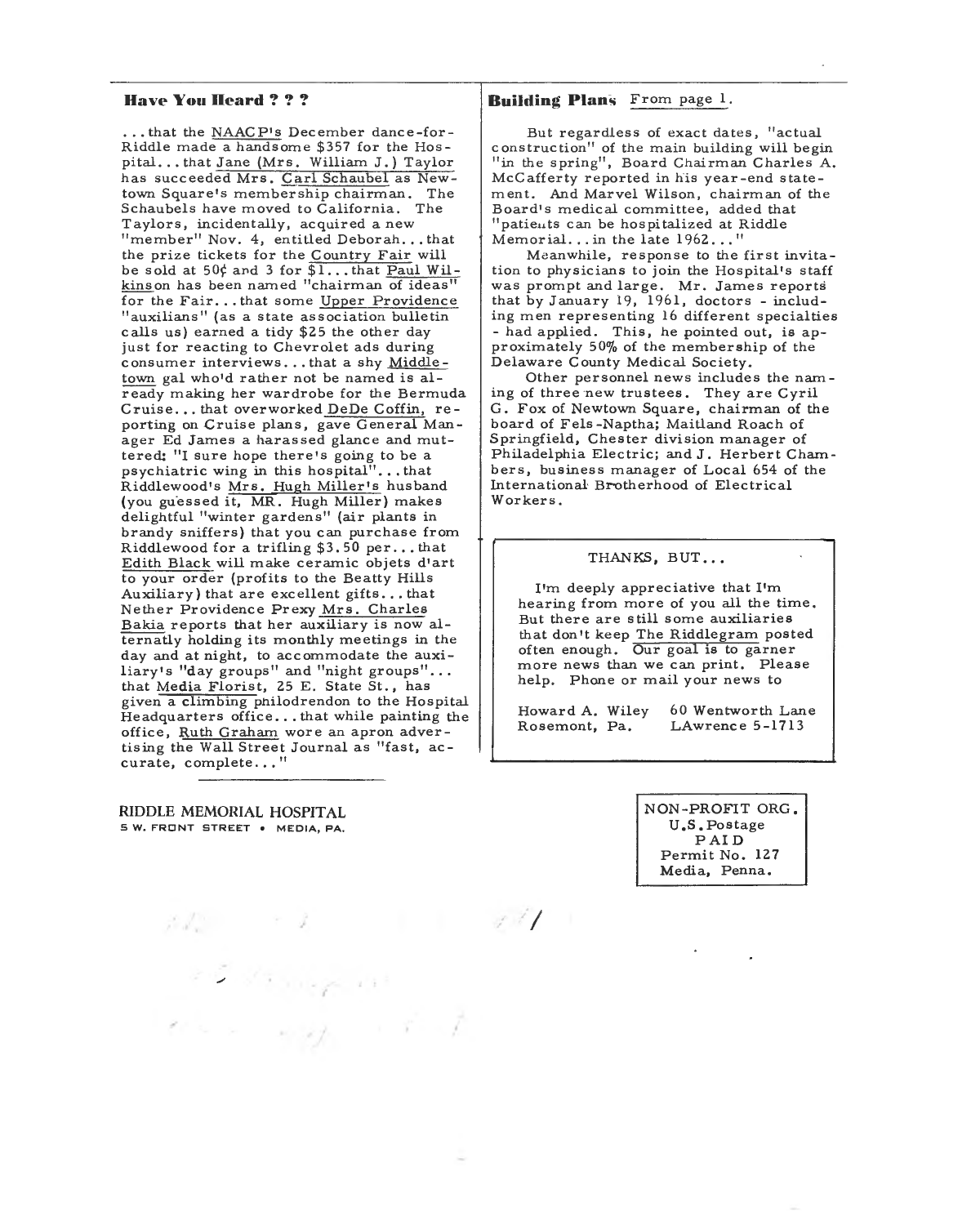## Have You Heard ? ? ?

...that the NAACP's December dance-for-Riddle made a handsome $357 for the Hospital...that Jane (Mrs. William J.) Taylor has succeeded Mrs. Carl Schaubel as Newtown Square's membership chairman. The Schaubels have moved to California. The Taylors, incidentally, acquired a new "member" Nov. 4, entitled Deborah...that the prize tickets for the Country Fair will be sold at 50¢ and 3 for $1...that Paul Wilkinson has been named "chairman of ideas" for the Fair...that some Upper Providence "auxilians" (as a state association bulletin calls us) earned a tidy $25 the other day just for reacting to Chevrolet ads during consumer interviews...that a shy Middletown gal who'd rather not be named is already making her wardrobe for the Bermuda Cruise...that overworked DeDe Coffin, reporting on Cruise plans, gave General Manager Ed James a harassed glance and muttered: "I sure hope there's going to be a psychiatric wing in this hospital"...that Riddlewood's Mrs. Hugh Miller's husband (you guessed it, MR. Hugh Miller) makes delightful "winter gardens" (air plants in brandy sniffers) that you can purchase from Riddlewood for a trifling $3.50 per...that Edith Black will make ceramic objets d'art to your order (profits to the Beatty Hills Auxiliary) that are excellent gifts...that Nether Providence Prexy Mrs. Charles Bakia reports that her auxiliary is now alternatly holding its monthly meetings in the day and at night, to accommodate the auxiliary's "day groups" and "night groups"... that Media Florist, 25 E. State St., has given a climbing philodrendon to the Hospital Headquarters office...that while painting the office, Ruth Graham wore an apron advertising the Wall Street Journal as "fast, accurate, complete..."

## Building Plans From page 1.

But regardless of exact dates, "actual construction" of the main building will begin "in the spring", Board Chairman Charles A. McCafferty reported in his year-end statement. And Marvel Wilson, chairman of the Board's medical committee, added that "patients can be hospitalized at Riddle Memorial...in the late 1962..."

Meanwhile, response to the first invitation to physicians to join the Hospital's staff was prompt and large. Mr. James reports that by January 19, 1961, doctors - including men representing 16 different specialties - had applied. This, he pointed out, is approximately 50% of the membership of the Delaware County Medical Society.

Other personnel news includes the naming of three new trustees. They are Cyril G. Fox of Newtown Square, chairman of the board of Fels-Naptha; Maitland Roach of Springfield, Chester division manager of Philadelphia Electric; and J. Herbert Chambers, business manager of Local 654 of the International Brotherhood of Electrical Workers.

### THANKS, BUT...

I'm deeply appreciative that I'm hearing from more of you all the time. But there are still some auxiliaries that don't keep The Riddlegram posted often enough. Our goal is to garner more news than we can print. Please help. Phone or mail your news to

Howard A. Wiley, 60 Wentworth Lane
Rosemont, Pa. LAwrence 5-1713

RIDDLE MEMORIAL HOSPITAL
5 W. FRONT STREET • MEDIA, PA.

NON-PROFIT ORG.
U.S. Postage
PAID
Permit No. 127
Media, Penna.